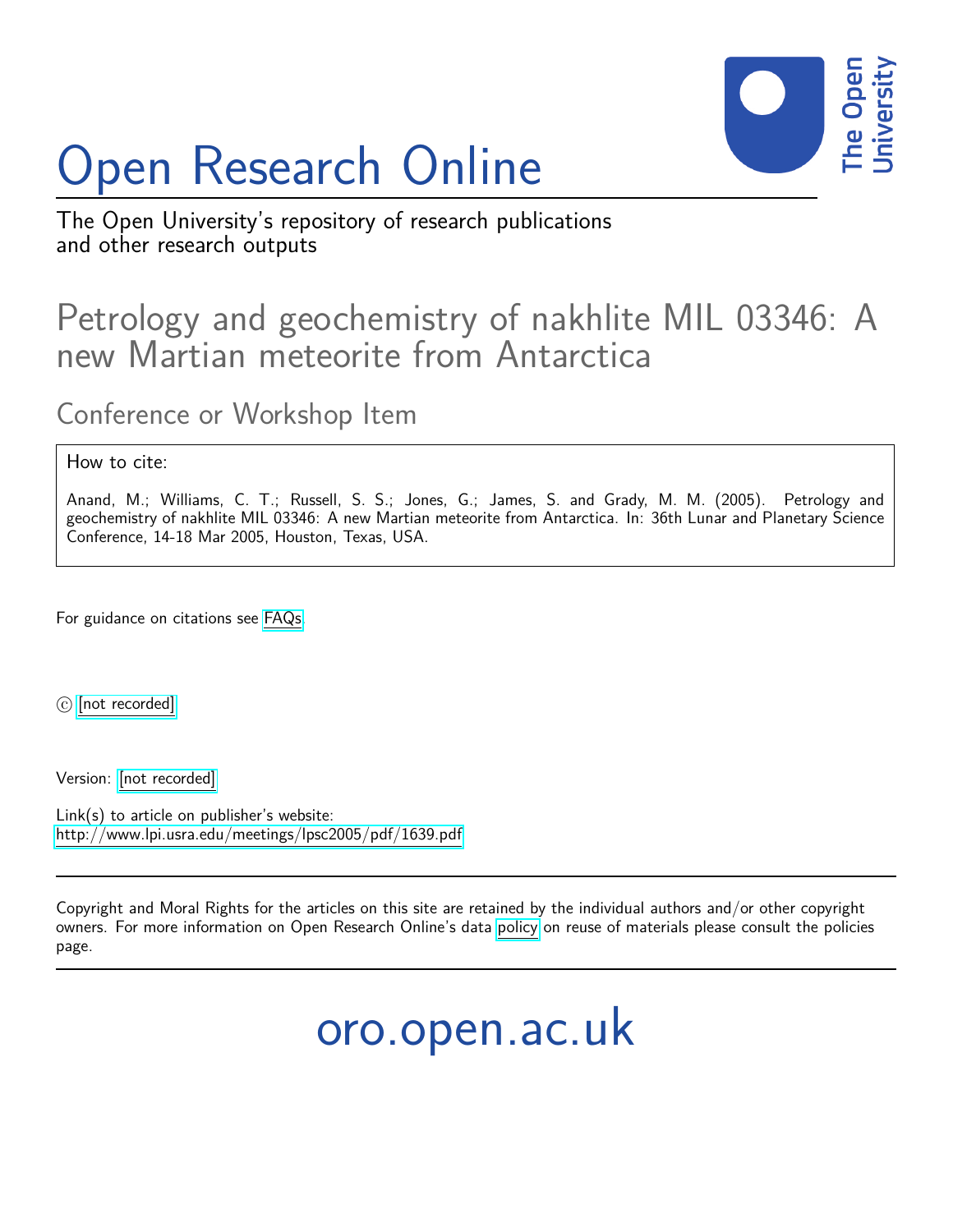# Open Research Online

The Open University's repository of research publications and other research outputs

## Petrology and geochemistry of nakhlite MIL 03346: A new Martian meteorite from Antarctica

### Conference or Workshop Item

How to cite:

Anand, M.; Williams, C. T.; Russell, S. S.; Jones, G.; James, S. and Grady, M. M. (2005). Petrology and geochemistry of nakhlite MIL 03346: A new Martian meteorite from Antarctica. In: 36th Lunar and Planetary Science Conference, 14-18 Mar 2005, Houston, Texas, USA.

For guidance on citations see FAQs.

© [not recorded]

Version: [not recorded]

Link(s) to article on publisher's website:
http://www.lpi.usra.edu/meetings/lpsc2005/pdf/1639.pdf

Copyright and Moral Rights for the articles on this site are retained by the individual authors and/or other copyright owners. For more information on Open Research Online's data policy on reuse of materials please consult the policies page.

oro.open.ac.uk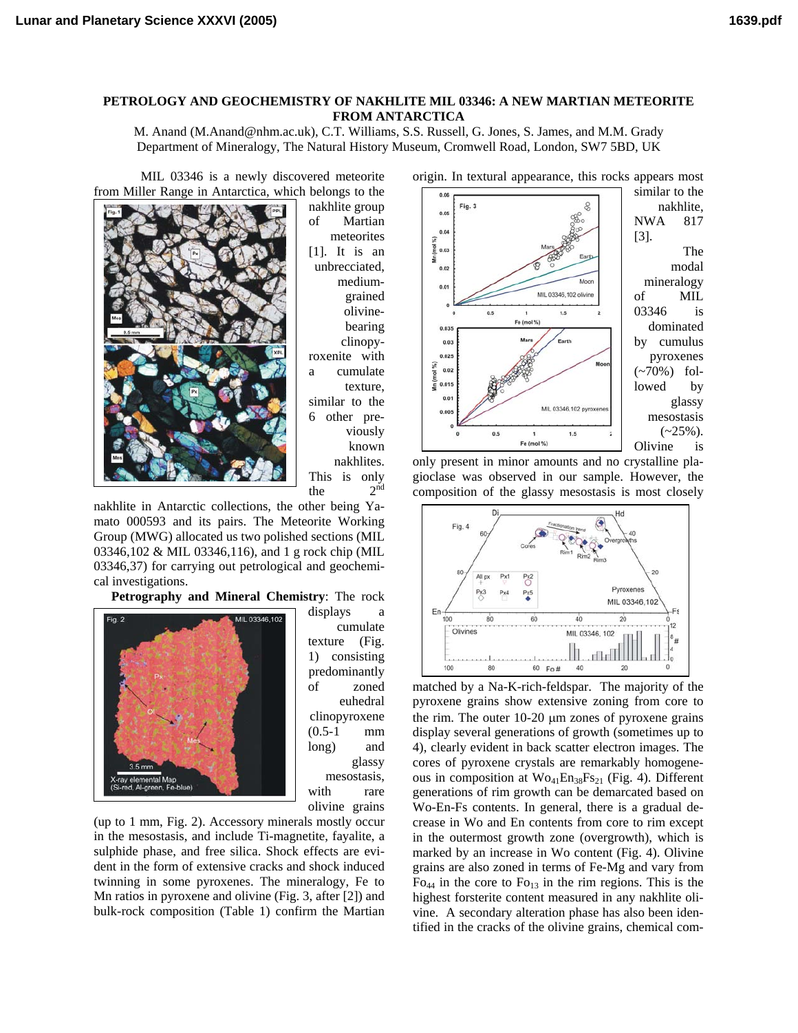# PETROLOGY AND GEOCHEMISTRY OF NAKHLITE MIL 03346: A NEW MARTIAN METEORITE FROM ANTARCTICA

M. Anand (M.Anand@nhm.ac.uk), C.T. Williams, S.S. Russell, G. Jones, S. James, and M.M. Grady
Department of Mineralogy, The Natural History Museum, Cromwell Road, London, SW7 5BD, UK

MIL 03346 is a newly discovered meteorite from Miller Range in Antarctica, which belongs to the nakhlite group of Martian meteorites [1]. It is an unbrecciated, medium-grained olivine-bearing clinopyroxenite with a cumulate texture, similar to the 6 other previously known nakhlites. This is only the 2[nd] nakhlite in Antarctic collections, the other being Yamato 000593 and its pairs. The Meteorite Working Group (MWG) allocated us two polished sections (MIL 03346,102 & MIL 03346,116), and 1 g rock chip (MIL 03346,37) for carrying out petrological and geochemical investigations.

**Petrography and Mineral Chemistry**: The rock displays a cumulate texture (Fig. 1) consisting predominantly of zoned euhedral clinopyroxene (0.5-1 mm long) and glassy mesostasis, with rare olivine grains (up to 1 mm, Fig. 2). Accessory minerals mostly occur in the mesostasis, and include Ti-magnetite, fayalite, a sulphide phase, and free silica. Shock effects are evident in the form of extensive cracks and shock induced twinning in some pyroxenes. The mineralogy, Fe to Mn ratios in pyroxene and olivine (Fig. 3, after [2]) and bulk-rock composition (Table 1) confirm the Martian origin. In textural appearance, this rocks appears most similar to the nakhlite, NWA 817 [3].

The modal mineralogy of MIL 03346 is dominated by cumulus pyroxenes (~70%) followed by glassy mesostasis (~25%). Olivine is only present in minor amounts and no crystalline plagioclase was observed in our sample. However, the composition of the glassy mesostasis is most closely matched by a Na-K-rich-feldspar. The majority of the pyroxene grains show extensive zoning from core to the rim. The outer 10-20 μm zones of pyroxene grains display several generations of growth (sometimes up to 4), clearly evident in back scatter electron images. The cores of pyroxene crystals are remarkably homogeneous in composition at $Wo_{41}En_{38}Fs_{21}$ (Fig. 4). Different generations of rim growth can be demarcated based on Wo-En-Fs contents. In general, there is a gradual decrease in Wo and En contents from core to rim except in the outermost growth zone (overgrowth), which is marked by an increase in Wo content (Fig. 4). Olivine grains are also zoned in terms of Fe-Mg and vary from $Fo_{44}$ in the core to $Fo_{13}$ in the rim regions. This is the highest forsterite content measured in any nakhlite olivine. A secondary alteration phase has also been identified in the cracks of the olivine grains, chemical com-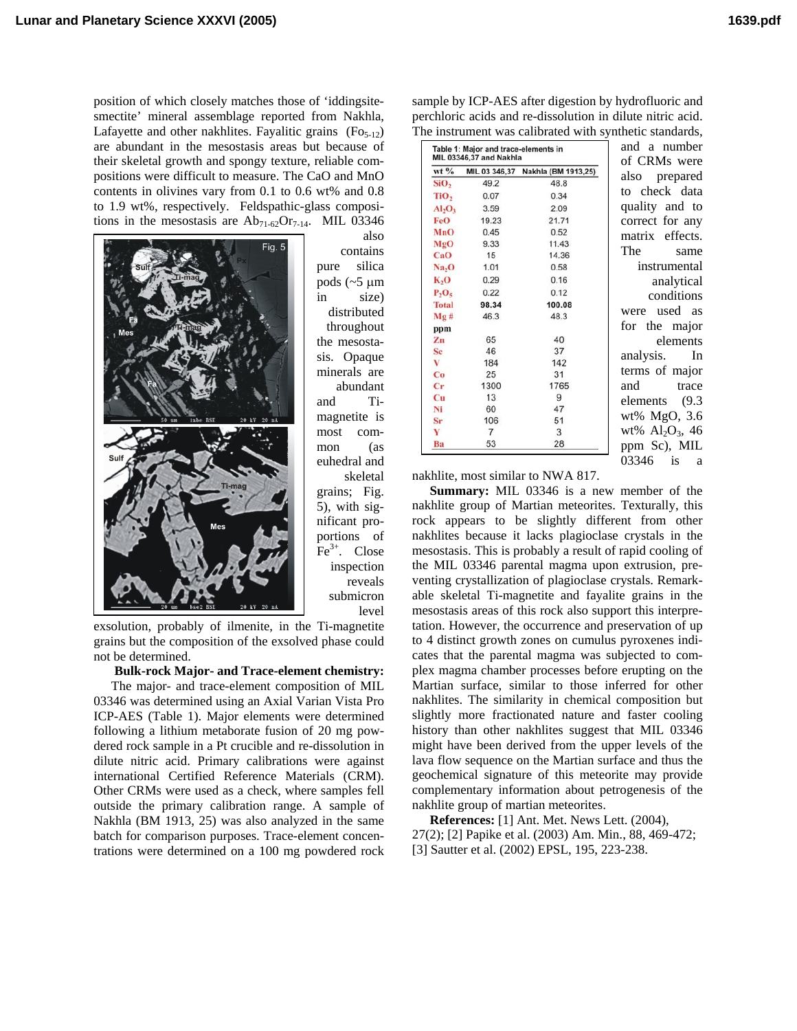position of which closely matches those of 'iddingsite-smectite' mineral assemblage reported from Nakhla, Lafayette and other nakhlites. Fayalitic grains ($Fo_{5-12}$) are abundant in the mesostasis areas but because of their skeletal growth and spongy texture, reliable compositions were difficult to measure. The CaO and MnO contents in olivines vary from 0.1 to 0.6 wt% and 0.8 to 1.9 wt%, respectively. Feldspathic-glass compositions in the mesostasis are $Ab_{71-62}Or_{7-14}$. MIL 03346 also contains pure silica pods (~5 µm in size) distributed throughout the mesostasis. Opaque minerals are abundant and Ti-magnetite is most common (as euhedral and skeletal grains; Fig. 5), with significant proportions of $Fe^{3+}$. Close inspection reveals submicron level exsolution, probably of ilmenite, in the Ti-magnetite grains but the composition of the exsolved phase could not be determined.

Fig. 5

Sulf
Ti-mag
Px
Fa
Mes
Ti-mag
Fa
50 um 1abe BSE 20 kV 20 nA

Sulf
Ti-mag
Mes
20 um bse2 BSE 20 kV 20 nA

**Bulk-rock Major- and Trace-element chemistry:** The major- and trace-element composition of MIL 03346 was determined using an Axial Varian Vista Pro ICP-AES (Table 1). Major elements were determined following a lithium metaborate fusion of 20 mg powdered rock sample in a Pt crucible and re-dissolution in dilute nitric acid. Primary calibrations were against international Certified Reference Materials (CRM). Other CRMs were used as a check, where samples fell outside the primary calibration range. A sample of Nakhla (BM 1913, 25) was also analyzed in the same batch for comparison purposes. Trace-element concentrations were determined on a 100 mg powdered rock sample by ICP-AES after digestion by hydrofluoric and perchloric acids and re-dissolution in dilute nitric acid. The instrument was calibrated with synthetic standards, and a number of CRMs were also prepared to check data quality and to correct for any matrix effects. The same instrumental analytical conditions were used as for the major elements analysis. In terms of major and trace elements (9.3 wt% MgO, 3.6 wt% $Al_2O_3$, 46 ppm Sc), MIL 03346 is a nakhlite, most similar to NWA 817.

Table 1: Major and trace-elements in MIL 03346,37 and Nakhla

| wt % | MIL 03 346,37 | Nakhla (BM 1913,25) |
|---|---|---|
| $SiO_2$ | 49.2 | 48.8 |
| $TiO_2$ | 0.07 | 0.34 |
| $Al_2O_3$ | 3.59 | 2.09 |
| FeO | 19.23 | 21.71 |
| MnO | 0.45 | 0.52 |
| MgO | 9.33 | 11.43 |
| CaO | 15 | 14.36 |
| $Na_2O$ | 1.01 | 0.58 |
| $K_2O$ | 0.29 | 0.16 |
| $P_2O_5$ | 0.22 | 0.12 |
| Total | 98.34 | 100.08 |
| Mg # | 46.3 | 48.3 |
| ppm | | |
| Zn | 65 | 40 |
| Sc | 46 | 37 |
| V | 184 | 142 |
| Co | 25 | 31 |
| Cr | 1300 | 1765 |
| Cu | 13 | 9 |
| Ni | 60 | 47 |
| Sr | 106 | 51 |
| Y | 7 | 3 |
| Ba | 53 | 28 |

**Summary:** MIL 03346 is a new member of the nakhlite group of Martian meteorites. Texturally, this rock appears to be slightly different from other nakhlites because it lacks plagioclase crystals in the mesostasis. This is probably a result of rapid cooling of the MIL 03346 parental magma upon extrusion, preventing crystallization of plagioclase crystals. Remarkable skeletal Ti-magnetite and fayalite grains in the mesostasis areas of this rock also support this interpretation. However, the occurrence and preservation of up to 4 distinct growth zones on cumulus pyroxenes indicates that the parental magma was subjected to complex magma chamber processes before erupting on the Martian surface, similar to those inferred for other nakhlites. The similarity in chemical composition but slightly more fractionated nature and faster cooling history than other nakhlites suggest that MIL 03346 might have been derived from the upper levels of the lava flow sequence on the Martian surface and thus the geochemical signature of this meteorite may provide complementary information about petrogenesis of the nakhlite group of martian meteorites.

**References:** [1] Ant. Met. News Lett. (2004), 27(2); [2] Papike et al. (2003) Am. Min., 88, 469-472; [3] Sautter et al. (2002) EPSL, 195, 223-238.